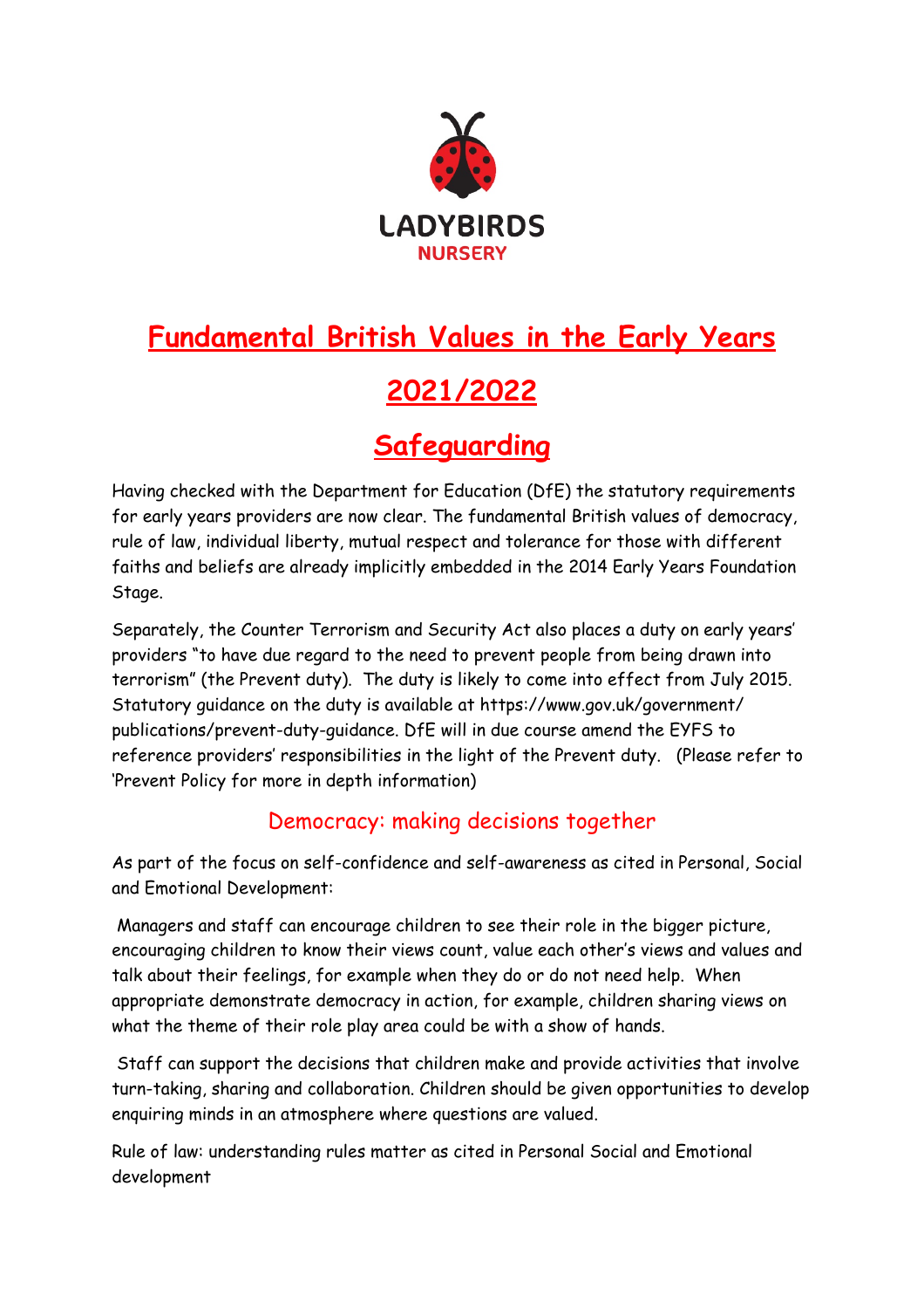LADYBIRDS
NURSERY

# Fundamental British Values in the Early Years

# 2021/2022

# Safeguarding

Having checked with the Department for Education (DfE) the statutory requirements for early years providers are now clear. The fundamental British values of democracy, rule of law, individual liberty, mutual respect and tolerance for those with different faiths and beliefs are already implicitly embedded in the 2014 Early Years Foundation Stage.

Separately, the Counter Terrorism and Security Act also places a duty on early years' providers "to have due regard to the need to prevent people from being drawn into terrorism" (the Prevent duty). The duty is likely to come into effect from July 2015. Statutory guidance on the duty is available at https://www.gov.uk/government/publications/prevent-duty-guidance. DfE will in due course amend the EYFS to reference providers' responsibilities in the light of the Prevent duty. (Please refer to 'Prevent Policy for more in depth information)

## Democracy: making decisions together

As part of the focus on self-confidence and self-awareness as cited in Personal, Social and Emotional Development:

Managers and staff can encourage children to see their role in the bigger picture, encouraging children to know their views count, value each other's views and values and talk about their feelings, for example when they do or do not need help. When appropriate demonstrate democracy in action, for example, children sharing views on what the theme of their role play area could be with a show of hands.

Staff can support the decisions that children make and provide activities that involve turn-taking, sharing and collaboration. Children should be given opportunities to develop enquiring minds in an atmosphere where questions are valued.

Rule of law: understanding rules matter as cited in Personal Social and Emotional development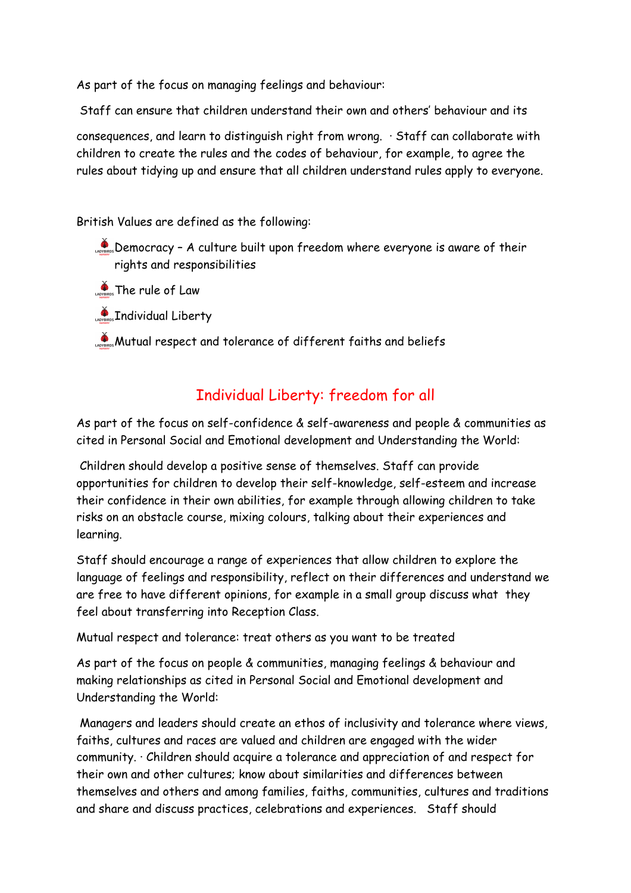As part of the focus on managing feelings and behaviour:

Staff can ensure that children understand their own and others' behaviour and its consequences, and learn to distinguish right from wrong. · Staff can collaborate with children to create the rules and the codes of behaviour, for example, to agree the rules about tidying up and ensure that all children understand rules apply to everyone.

British Values are defined as the following:

- Democracy – A culture built upon freedom where everyone is aware of their rights and responsibilities
- The rule of Law
- Individual Liberty
- Mutual respect and tolerance of different faiths and beliefs

## Individual Liberty: freedom for all

As part of the focus on self-confidence & self-awareness and people & communities as cited in Personal Social and Emotional development and Understanding the World:

Children should develop a positive sense of themselves. Staff can provide opportunities for children to develop their self-knowledge, self-esteem and increase their confidence in their own abilities, for example through allowing children to take risks on an obstacle course, mixing colours, talking about their experiences and learning.

Staff should encourage a range of experiences that allow children to explore the language of feelings and responsibility, reflect on their differences and understand we are free to have different opinions, for example in a small group discuss what they feel about transferring into Reception Class.

Mutual respect and tolerance: treat others as you want to be treated

As part of the focus on people & communities, managing feelings & behaviour and making relationships as cited in Personal Social and Emotional development and Understanding the World:

Managers and leaders should create an ethos of inclusivity and tolerance where views, faiths, cultures and races are valued and children are engaged with the wider community. · Children should acquire a tolerance and appreciation of and respect for their own and other cultures; know about similarities and differences between themselves and others and among families, faiths, communities, cultures and traditions and share and discuss practices, celebrations and experiences. Staff should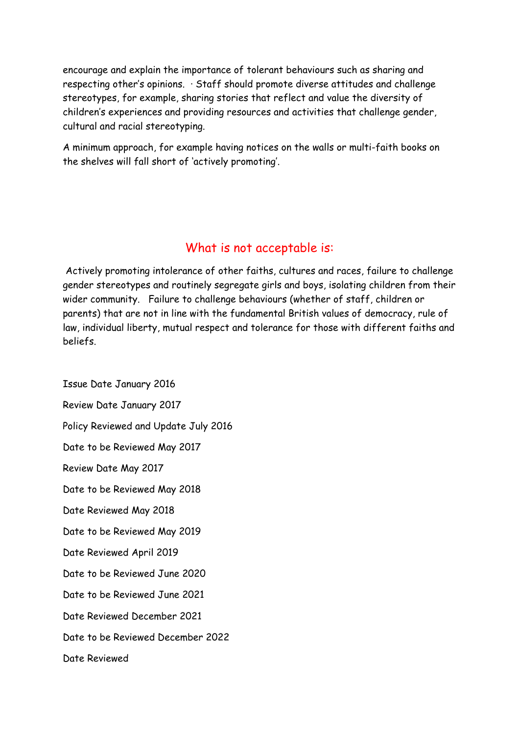encourage and explain the importance of tolerant behaviours such as sharing and respecting other's opinions. · Staff should promote diverse attitudes and challenge stereotypes, for example, sharing stories that reflect and value the diversity of children's experiences and providing resources and activities that challenge gender, cultural and racial stereotyping.

A minimum approach, for example having notices on the walls or multi-faith books on the shelves will fall short of 'actively promoting'.

## What is not acceptable is:

Actively promoting intolerance of other faiths, cultures and races, failure to challenge gender stereotypes and routinely segregate girls and boys, isolating children from their wider community. Failure to challenge behaviours (whether of staff, children or parents) that are not in line with the fundamental British values of democracy, rule of law, individual liberty, mutual respect and tolerance for those with different faiths and beliefs.

Issue Date January 2016

Review Date January 2017

Policy Reviewed and Update July 2016

Date to be Reviewed May 2017

Review Date May 2017

Date to be Reviewed May 2018

Date Reviewed May 2018

Date to be Reviewed May 2019

Date Reviewed April 2019

Date to be Reviewed June 2020

Date to be Reviewed June 2021

Date Reviewed December 2021

Date to be Reviewed December 2022

Date Reviewed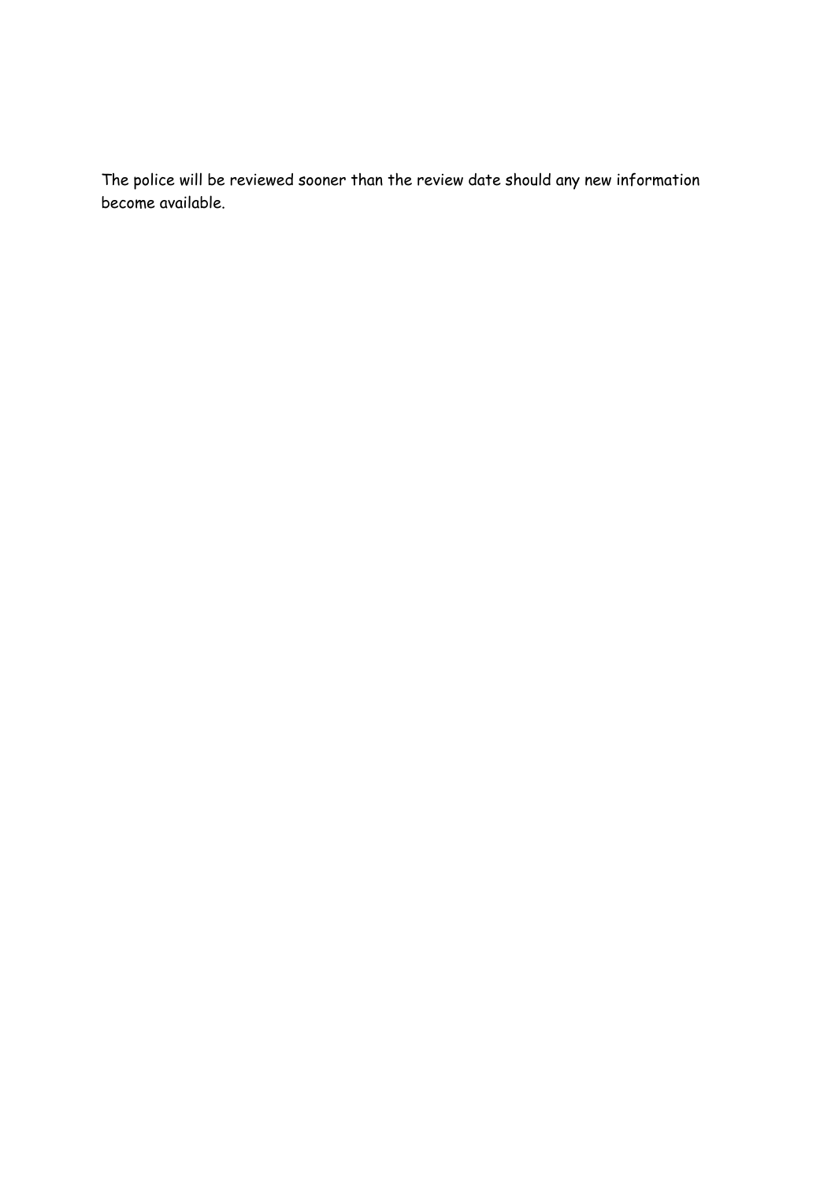The police will be reviewed sooner than the review date should any new information become available.